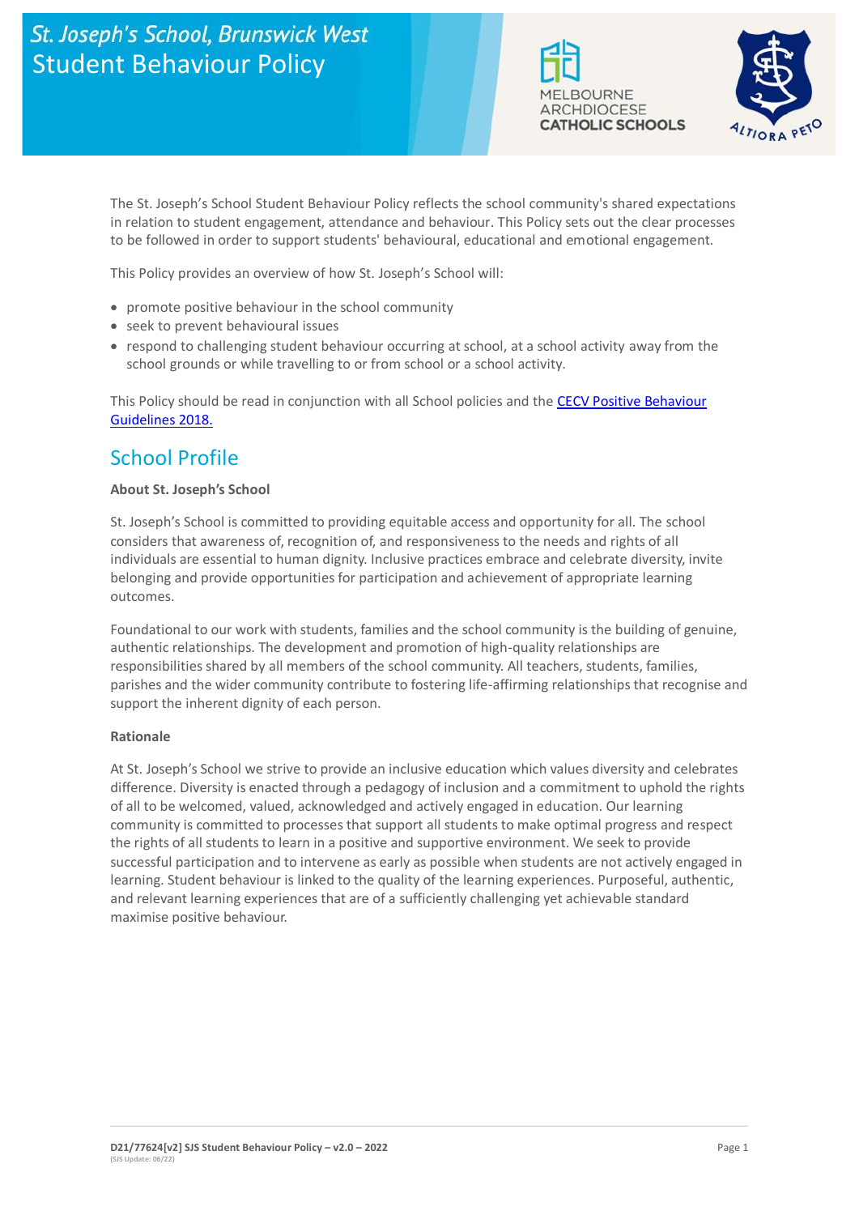# St. Joseph's School, Brunswick West
# Student Behaviour Policy

The St. Joseph's School Student Behaviour Policy reflects the school community's shared expectations in relation to student engagement, attendance and behaviour. This Policy sets out the clear processes to be followed in order to support students' behavioural, educational and emotional engagement.

This Policy provides an overview of how St. Joseph's School will:

- promote positive behaviour in the school community
- seek to prevent behavioural issues
- respond to challenging student behaviour occurring at school, at a school activity away from the school grounds or while travelling to or from school or a school activity.

This Policy should be read in conjunction with all School policies and the [CECV Positive Behaviour Guidelines 2018.]()

## School Profile

**About St. Joseph's School**

St. Joseph's School is committed to providing equitable access and opportunity for all. The school considers that awareness of, recognition of, and responsiveness to the needs and rights of all individuals are essential to human dignity. Inclusive practices embrace and celebrate diversity, invite belonging and provide opportunities for participation and achievement of appropriate learning outcomes.

Foundational to our work with students, families and the school community is the building of genuine, authentic relationships. The development and promotion of high-quality relationships are responsibilities shared by all members of the school community. All teachers, students, families, parishes and the wider community contribute to fostering life-affirming relationships that recognise and support the inherent dignity of each person.

**Rationale**

At St. Joseph's School we strive to provide an inclusive education which values diversity and celebrates difference. Diversity is enacted through a pedagogy of inclusion and a commitment to uphold the rights of all to be welcomed, valued, acknowledged and actively engaged in education. Our learning community is committed to processes that support all students to make optimal progress and respect the rights of all students to learn in a positive and supportive environment. We seek to provide successful participation and to intervene as early as possible when students are not actively engaged in learning. Student behaviour is linked to the quality of the learning experiences. Purposeful, authentic, and relevant learning experiences that are of a sufficiently challenging yet achievable standard maximise positive behaviour.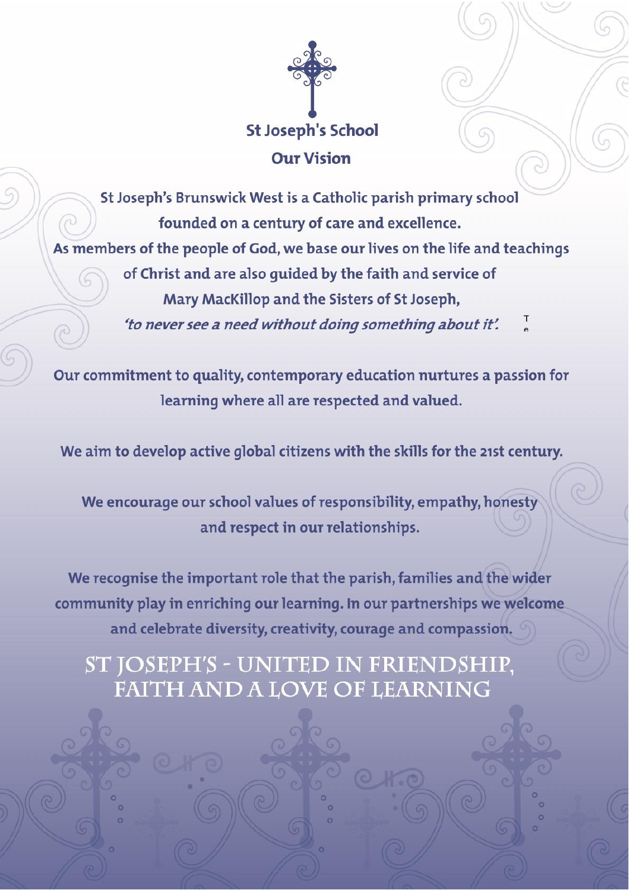# St Joseph's School

## Our Vision

St Joseph's Brunswick West is a Catholic parish primary school founded on a century of care and excellence.
As members of the people of God, we base our lives on the life and teachings of Christ and are also guided by the faith and service of Mary MacKillop and the Sisters of St Joseph,
*'to never see a need without doing something about it'.*

Our commitment to quality, contemporary education nurtures a passion for learning where all are respected and valued.

We aim to develop active global citizens with the skills for the 21st century.

We encourage our school values of responsibility, empathy, honesty and respect in our relationships.

We recognise the important role that the parish, families and the wider community play in enriching our learning. In our partnerships we welcome and celebrate diversity, creativity, courage and compassion.

## ST JOSEPH'S - UNITED IN FRIENDSHIP, FAITH AND A LOVE OF LEARNING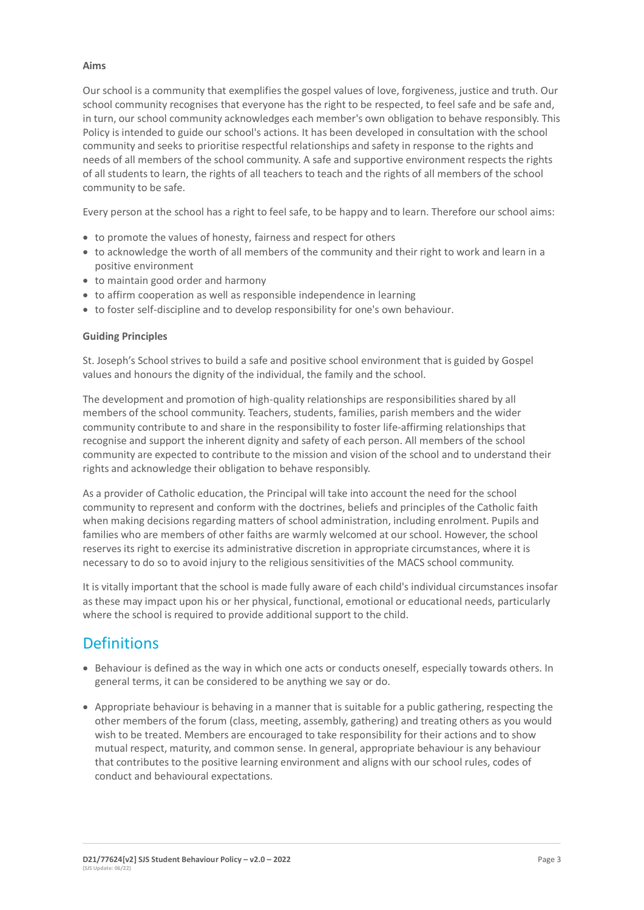**Aims**

Our school is a community that exemplifies the gospel values of love, forgiveness, justice and truth. Our school community recognises that everyone has the right to be respected, to feel safe and be safe and, in turn, our school community acknowledges each member's own obligation to behave responsibly. This Policy is intended to guide our school's actions. It has been developed in consultation with the school community and seeks to prioritise respectful relationships and safety in response to the rights and needs of all members of the school community. A safe and supportive environment respects the rights of all students to learn, the rights of all teachers to teach and the rights of all members of the school community to be safe.

Every person at the school has a right to feel safe, to be happy and to learn. Therefore our school aims:

- to promote the values of honesty, fairness and respect for others
- to acknowledge the worth of all members of the community and their right to work and learn in a positive environment
- to maintain good order and harmony
- to affirm cooperation as well as responsible independence in learning
- to foster self-discipline and to develop responsibility for one's own behaviour.

**Guiding Principles**

St. Joseph's School strives to build a safe and positive school environment that is guided by Gospel values and honours the dignity of the individual, the family and the school.

The development and promotion of high-quality relationships are responsibilities shared by all members of the school community. Teachers, students, families, parish members and the wider community contribute to and share in the responsibility to foster life-affirming relationships that recognise and support the inherent dignity and safety of each person. All members of the school community are expected to contribute to the mission and vision of the school and to understand their rights and acknowledge their obligation to behave responsibly.

As a provider of Catholic education, the Principal will take into account the need for the school community to represent and conform with the doctrines, beliefs and principles of the Catholic faith when making decisions regarding matters of school administration, including enrolment. Pupils and families who are members of other faiths are warmly welcomed at our school. However, the school reserves its right to exercise its administrative discretion in appropriate circumstances, where it is necessary to do so to avoid injury to the religious sensitivities of the MACS school community.

It is vitally important that the school is made fully aware of each child's individual circumstances insofar as these may impact upon his or her physical, functional, emotional or educational needs, particularly where the school is required to provide additional support to the child.

## Definitions

- Behaviour is defined as the way in which one acts or conducts oneself, especially towards others. In general terms, it can be considered to be anything we say or do.
- Appropriate behaviour is behaving in a manner that is suitable for a public gathering, respecting the other members of the forum (class, meeting, assembly, gathering) and treating others as you would wish to be treated. Members are encouraged to take responsibility for their actions and to show mutual respect, maturity, and common sense. In general, appropriate behaviour is any behaviour that contributes to the positive learning environment and aligns with our school rules, codes of conduct and behavioural expectations.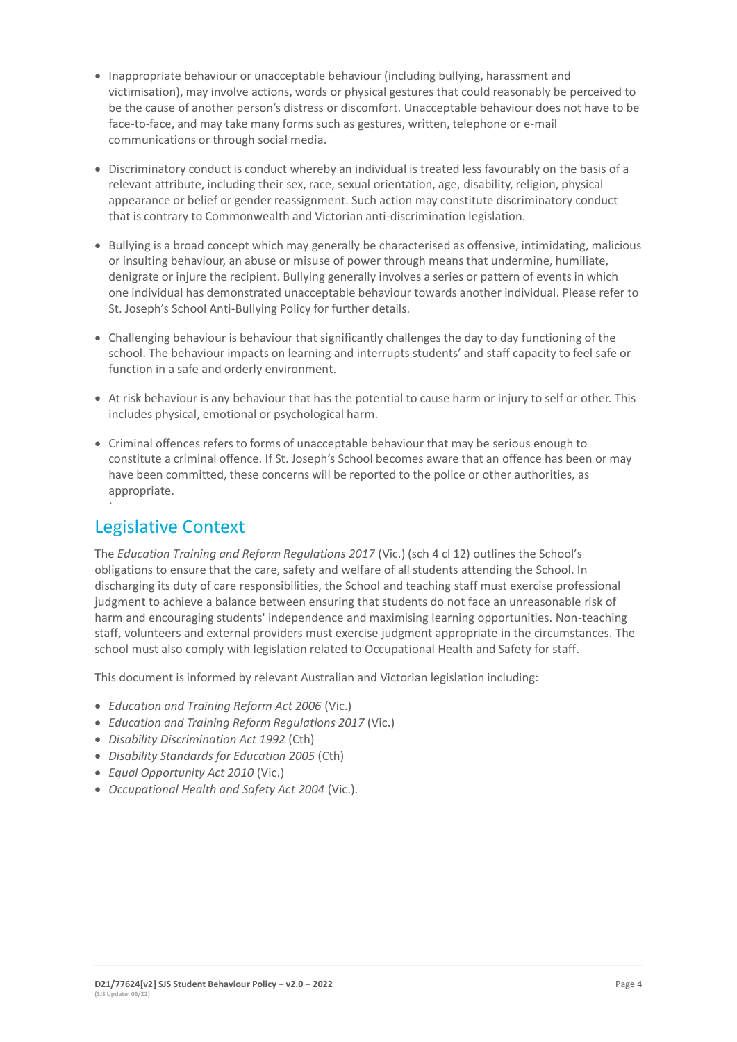- Inappropriate behaviour or unacceptable behaviour (including bullying, harassment and victimisation), may involve actions, words or physical gestures that could reasonably be perceived to be the cause of another person's distress or discomfort. Unacceptable behaviour does not have to be face-to-face, and may take many forms such as gestures, written, telephone or e-mail communications or through social media.
- Discriminatory conduct is conduct whereby an individual is treated less favourably on the basis of a relevant attribute, including their sex, race, sexual orientation, age, disability, religion, physical appearance or belief or gender reassignment. Such action may constitute discriminatory conduct that is contrary to Commonwealth and Victorian anti-discrimination legislation.
- Bullying is a broad concept which may generally be characterised as offensive, intimidating, malicious or insulting behaviour, an abuse or misuse of power through means that undermine, humiliate, denigrate or injure the recipient. Bullying generally involves a series or pattern of events in which one individual has demonstrated unacceptable behaviour towards another individual. Please refer to St. Joseph's School Anti-Bullying Policy for further details.
- Challenging behaviour is behaviour that significantly challenges the day to day functioning of the school. The behaviour impacts on learning and interrupts students' and staff capacity to feel safe or function in a safe and orderly environment.
- At risk behaviour is any behaviour that has the potential to cause harm or injury to self or other. This includes physical, emotional or psychological harm.
- Criminal offences refers to forms of unacceptable behaviour that may be serious enough to constitute a criminal offence. If St. Joseph's School becomes aware that an offence has been or may have been committed, these concerns will be reported to the police or other authorities, as appropriate.

## Legislative Context

The *Education Training and Reform Regulations 2017* (Vic.) (sch 4 cl 12) outlines the School's obligations to ensure that the care, safety and welfare of all students attending the School. In discharging its duty of care responsibilities, the School and teaching staff must exercise professional judgment to achieve a balance between ensuring that students do not face an unreasonable risk of harm and encouraging students' independence and maximising learning opportunities. Non-teaching staff, volunteers and external providers must exercise judgment appropriate in the circumstances. The school must also comply with legislation related to Occupational Health and Safety for staff.

This document is informed by relevant Australian and Victorian legislation including:

- *Education and Training Reform Act 2006* (Vic.)
- *Education and Training Reform Regulations 2017* (Vic.)
- *Disability Discrimination Act 1992* (Cth)
- *Disability Standards for Education 2005* (Cth)
- *Equal Opportunity Act 2010* (Vic.)
- *Occupational Health and Safety Act 2004* (Vic.).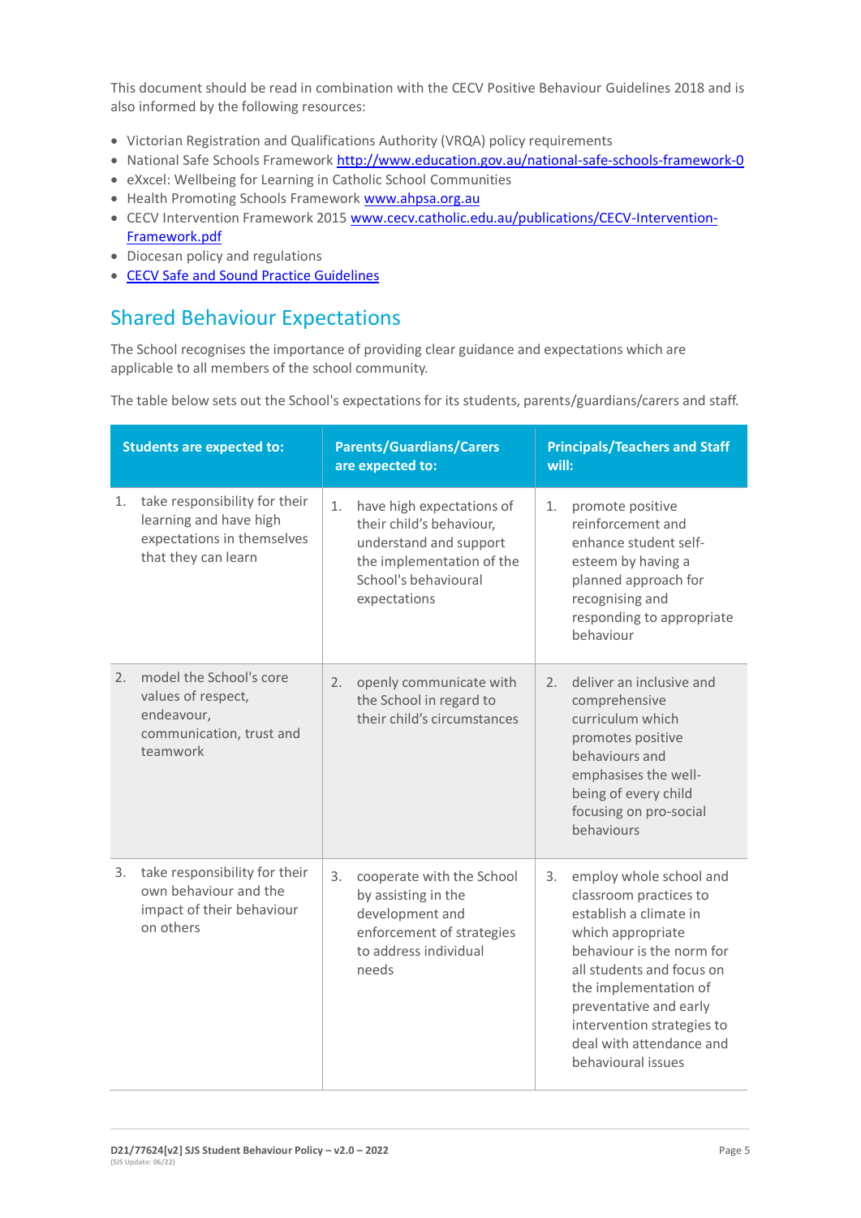This document should be read in combination with the CECV Positive Behaviour Guidelines 2018 and is also informed by the following resources:

- Victorian Registration and Qualifications Authority (VRQA) policy requirements
- National Safe Schools Framework [http://www.education.gov.au/national-safe-schools-framework-0](http://www.education.gov.au/national-safe-schools-framework-0)
- eXxcel: Wellbeing for Learning in Catholic School Communities
- Health Promoting Schools Framework [www.ahpsa.org.au](http://www.ahpsa.org.au)
- CECV Intervention Framework 2015 [www.cecv.catholic.edu.au/publications/CECV-Intervention-Framework.pdf](http://www.cecv.catholic.edu.au/publications/CECV-Intervention-Framework.pdf)
- Diocesan policy and regulations
- CECV Safe and Sound Practice Guidelines

## Shared Behaviour Expectations

The School recognises the importance of providing clear guidance and expectations which are applicable to all members of the school community.

The table below sets out the School's expectations for its students, parents/guardians/carers and staff.

| Students are expected to: | Parents/Guardians/Carers are expected to: | Principals/Teachers and Staff will: |
|---|---|---|
| 1. take responsibility for their learning and have high expectations in themselves that they can learn | 1. have high expectations of their child's behaviour, understand and support the implementation of the School's behavioural expectations | 1. promote positive reinforcement and enhance student self-esteem by having a planned approach for recognising and responding to appropriate behaviour |
| 2. model the School's core values of respect, endeavour, communication, trust and teamwork | 2. openly communicate with the School in regard to their child's circumstances | 2. deliver an inclusive and comprehensive curriculum which promotes positive behaviours and emphasises the well-being of every child focusing on pro-social behaviours |
| 3. take responsibility for their own behaviour and the impact of their behaviour on others | 3. cooperate with the School by assisting in the development and enforcement of strategies to address individual needs | 3. employ whole school and classroom practices to establish a climate in which appropriate behaviour is the norm for all students and focus on the implementation of preventative and early intervention strategies to deal with attendance and behavioural issues |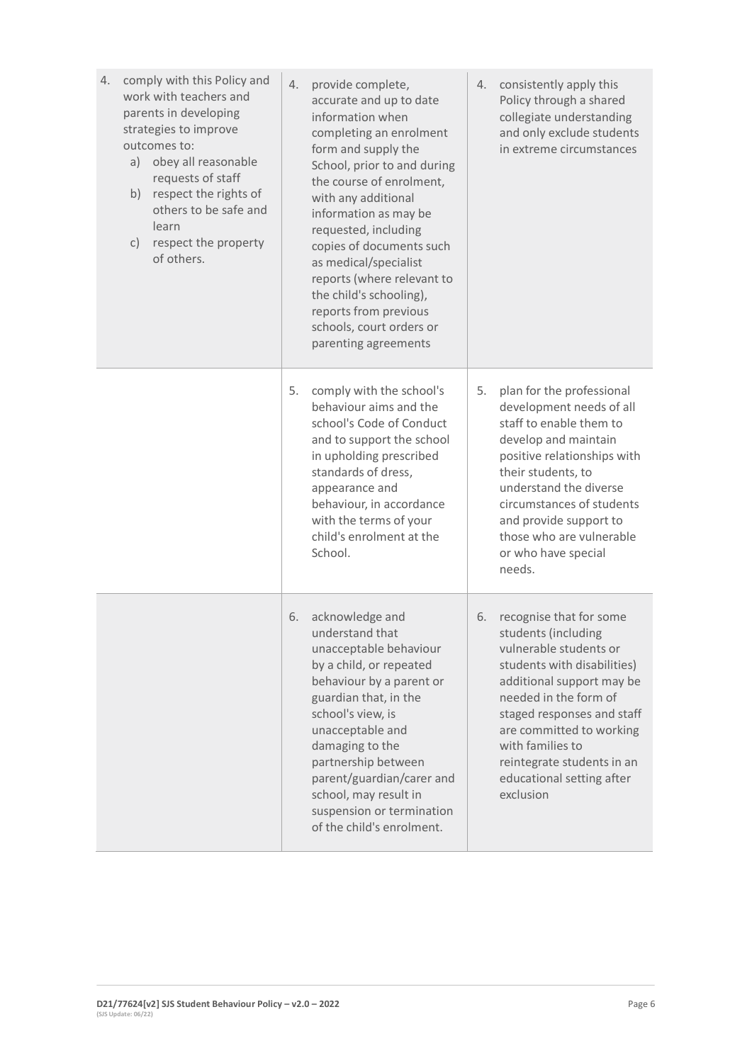| | | |
|---|---|---|
| 4. comply with this Policy and work with teachers and parents in developing strategies to improve outcomes to:<br>a) obey all reasonable requests of staff<br>b) respect the rights of others to be safe and learn<br>c) respect the property of others. | 4. provide complete, accurate and up to date information when completing an enrolment form and supply the School, prior to and during the course of enrolment, with any additional information as may be requested, including copies of documents such as medical/specialist reports (where relevant to the child's schooling), reports from previous schools, court orders or parenting agreements | 4. consistently apply this Policy through a shared collegiate understanding and only exclude students in extreme circumstances |
| | 5. comply with the school's behaviour aims and the school's Code of Conduct and to support the school in upholding prescribed standards of dress, appearance and behaviour, in accordance with the terms of your child's enrolment at the School. | 5. plan for the professional development needs of all staff to enable them to develop and maintain positive relationships with their students, to understand the diverse circumstances of students and provide support to those who are vulnerable or who have special needs. |
| | 6. acknowledge and understand that unacceptable behaviour by a child, or repeated behaviour by a parent or guardian that, in the school's view, is unacceptable and damaging to the partnership between parent/guardian/carer and school, may result in suspension or termination of the child's enrolment. | 6. recognise that for some students (including vulnerable students or students with disabilities) additional support may be needed in the form of staged responses and staff are committed to working with families to reintegrate students in an educational setting after exclusion |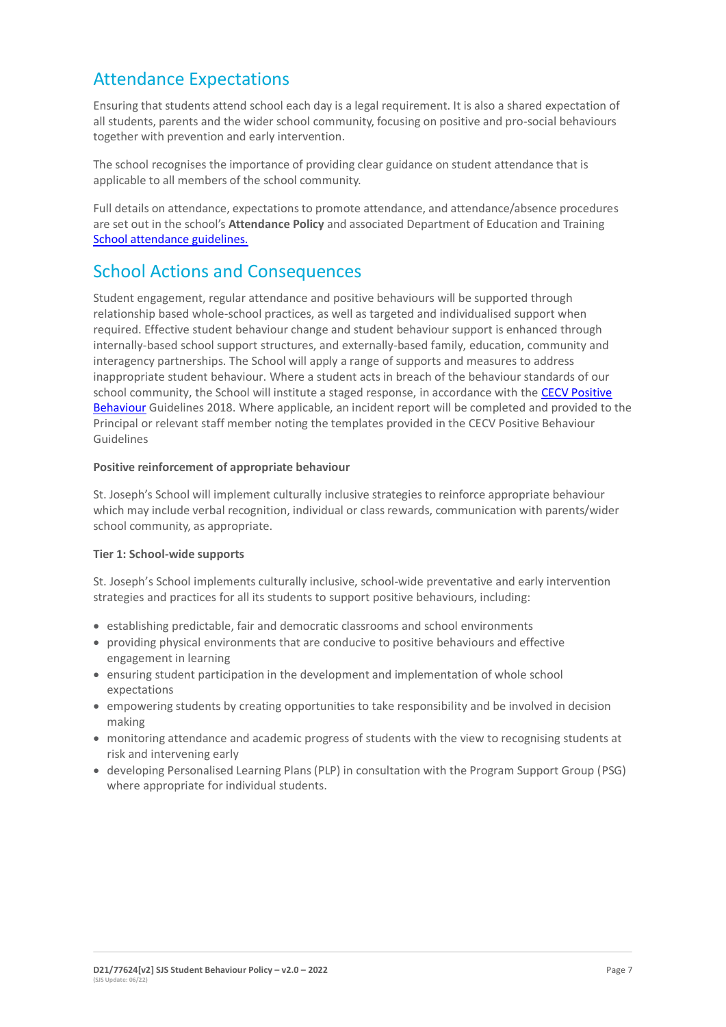## Attendance Expectations

Ensuring that students attend school each day is a legal requirement. It is also a shared expectation of all students, parents and the wider school community, focusing on positive and pro-social behaviours together with prevention and early intervention.

The school recognises the importance of providing clear guidance on student attendance that is applicable to all members of the school community.

Full details on attendance, expectations to promote attendance, and attendance/absence procedures are set out in the school's **Attendance Policy** and associated Department of Education and Training School attendance guidelines.

## School Actions and Consequences

Student engagement, regular attendance and positive behaviours will be supported through relationship based whole-school practices, as well as targeted and individualised support when required. Effective student behaviour change and student behaviour support is enhanced through internally-based school support structures, and externally-based family, education, community and interagency partnerships. The School will apply a range of supports and measures to address inappropriate student behaviour. Where a student acts in breach of the behaviour standards of our school community, the School will institute a staged response, in accordance with the CECV Positive Behaviour Guidelines 2018. Where applicable, an incident report will be completed and provided to the Principal or relevant staff member noting the templates provided in the CECV Positive Behaviour Guidelines

**Positive reinforcement of appropriate behaviour**

St. Joseph's School will implement culturally inclusive strategies to reinforce appropriate behaviour which may include verbal recognition, individual or class rewards, communication with parents/wider school community, as appropriate.

**Tier 1: School-wide supports**

St. Joseph's School implements culturally inclusive, school-wide preventative and early intervention strategies and practices for all its students to support positive behaviours, including:

- establishing predictable, fair and democratic classrooms and school environments
- providing physical environments that are conducive to positive behaviours and effective engagement in learning
- ensuring student participation in the development and implementation of whole school expectations
- empowering students by creating opportunities to take responsibility and be involved in decision making
- monitoring attendance and academic progress of students with the view to recognising students at risk and intervening early
- developing Personalised Learning Plans (PLP) in consultation with the Program Support Group (PSG) where appropriate for individual students.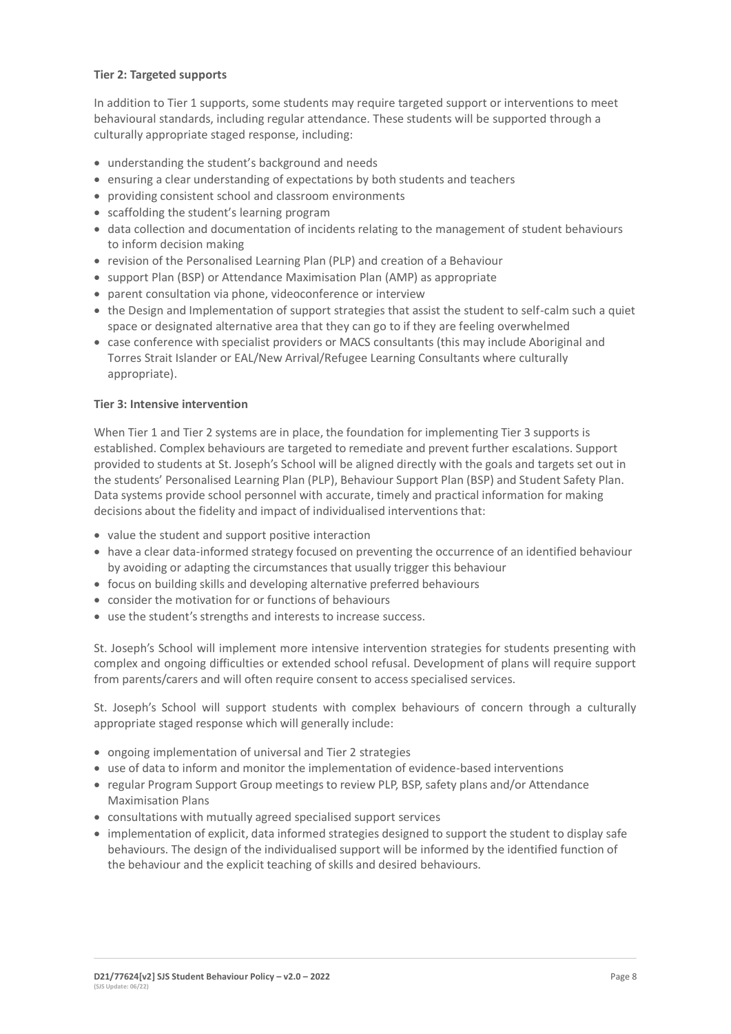**Tier 2: Targeted supports**

In addition to Tier 1 supports, some students may require targeted support or interventions to meet behavioural standards, including regular attendance. These students will be supported through a culturally appropriate staged response, including:

- understanding the student's background and needs
- ensuring a clear understanding of expectations by both students and teachers
- providing consistent school and classroom environments
- scaffolding the student's learning program
- data collection and documentation of incidents relating to the management of student behaviours to inform decision making
- revision of the Personalised Learning Plan (PLP) and creation of a Behaviour
- support Plan (BSP) or Attendance Maximisation Plan (AMP) as appropriate
- parent consultation via phone, videoconference or interview
- the Design and Implementation of support strategies that assist the student to self-calm such a quiet space or designated alternative area that they can go to if they are feeling overwhelmed
- case conference with specialist providers or MACS consultants (this may include Aboriginal and Torres Strait Islander or EAL/New Arrival/Refugee Learning Consultants where culturally appropriate).

**Tier 3: Intensive intervention**

When Tier 1 and Tier 2 systems are in place, the foundation for implementing Tier 3 supports is established. Complex behaviours are targeted to remediate and prevent further escalations. Support provided to students at St. Joseph's School will be aligned directly with the goals and targets set out in the students' Personalised Learning Plan (PLP), Behaviour Support Plan (BSP) and Student Safety Plan. Data systems provide school personnel with accurate, timely and practical information for making decisions about the fidelity and impact of individualised interventions that:

- value the student and support positive interaction
- have a clear data-informed strategy focused on preventing the occurrence of an identified behaviour by avoiding or adapting the circumstances that usually trigger this behaviour
- focus on building skills and developing alternative preferred behaviours
- consider the motivation for or functions of behaviours
- use the student's strengths and interests to increase success.

St. Joseph's School will implement more intensive intervention strategies for students presenting with complex and ongoing difficulties or extended school refusal. Development of plans will require support from parents/carers and will often require consent to access specialised services.

St. Joseph's School will support students with complex behaviours of concern through a culturally appropriate staged response which will generally include:

- ongoing implementation of universal and Tier 2 strategies
- use of data to inform and monitor the implementation of evidence-based interventions
- regular Program Support Group meetings to review PLP, BSP, safety plans and/or Attendance Maximisation Plans
- consultations with mutually agreed specialised support services
- implementation of explicit, data informed strategies designed to support the student to display safe behaviours. The design of the individualised support will be informed by the identified function of the behaviour and the explicit teaching of skills and desired behaviours.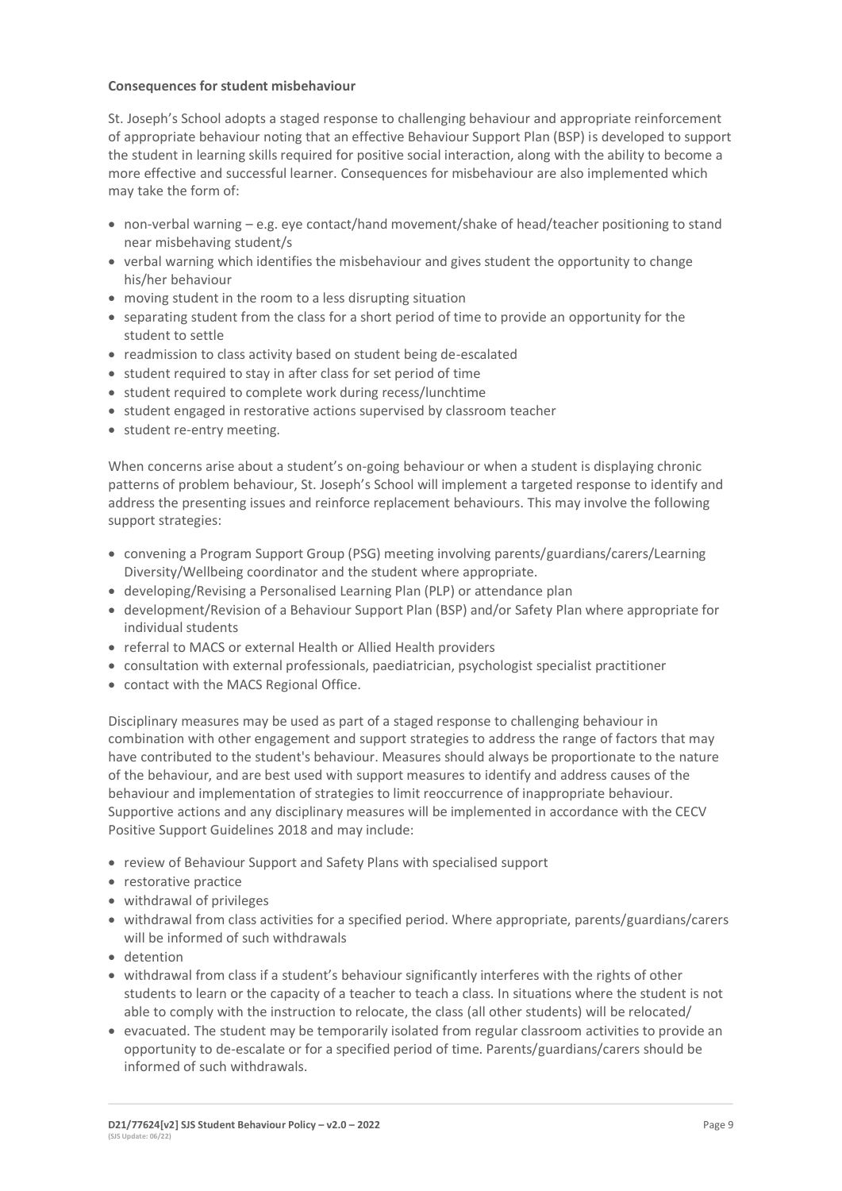**Consequences for student misbehaviour**

St. Joseph's School adopts a staged response to challenging behaviour and appropriate reinforcement of appropriate behaviour noting that an effective Behaviour Support Plan (BSP) is developed to support the student in learning skills required for positive social interaction, along with the ability to become a more effective and successful learner. Consequences for misbehaviour are also implemented which may take the form of:

- non-verbal warning – e.g. eye contact/hand movement/shake of head/teacher positioning to stand near misbehaving student/s
- verbal warning which identifies the misbehaviour and gives student the opportunity to change his/her behaviour
- moving student in the room to a less disrupting situation
- separating student from the class for a short period of time to provide an opportunity for the student to settle
- readmission to class activity based on student being de-escalated
- student required to stay in after class for set period of time
- student required to complete work during recess/lunchtime
- student engaged in restorative actions supervised by classroom teacher
- student re-entry meeting.

When concerns arise about a student's on-going behaviour or when a student is displaying chronic patterns of problem behaviour, St. Joseph's School will implement a targeted response to identify and address the presenting issues and reinforce replacement behaviours. This may involve the following support strategies:

- convening a Program Support Group (PSG) meeting involving parents/guardians/carers/Learning Diversity/Wellbeing coordinator and the student where appropriate.
- developing/Revising a Personalised Learning Plan (PLP) or attendance plan
- development/Revision of a Behaviour Support Plan (BSP) and/or Safety Plan where appropriate for individual students
- referral to MACS or external Health or Allied Health providers
- consultation with external professionals, paediatrician, psychologist specialist practitioner
- contact with the MACS Regional Office.

Disciplinary measures may be used as part of a staged response to challenging behaviour in combination with other engagement and support strategies to address the range of factors that may have contributed to the student's behaviour. Measures should always be proportionate to the nature of the behaviour, and are best used with support measures to identify and address causes of the behaviour and implementation of strategies to limit reoccurrence of inappropriate behaviour. Supportive actions and any disciplinary measures will be implemented in accordance with the CECV Positive Support Guidelines 2018 and may include:

- review of Behaviour Support and Safety Plans with specialised support
- restorative practice
- withdrawal of privileges
- withdrawal from class activities for a specified period. Where appropriate, parents/guardians/carers will be informed of such withdrawals
- detention
- withdrawal from class if a student's behaviour significantly interferes with the rights of other students to learn or the capacity of a teacher to teach a class. In situations where the student is not able to comply with the instruction to relocate, the class (all other students) will be relocated/
- evacuated. The student may be temporarily isolated from regular classroom activities to provide an opportunity to de-escalate or for a specified period of time. Parents/guardians/carers should be informed of such withdrawals.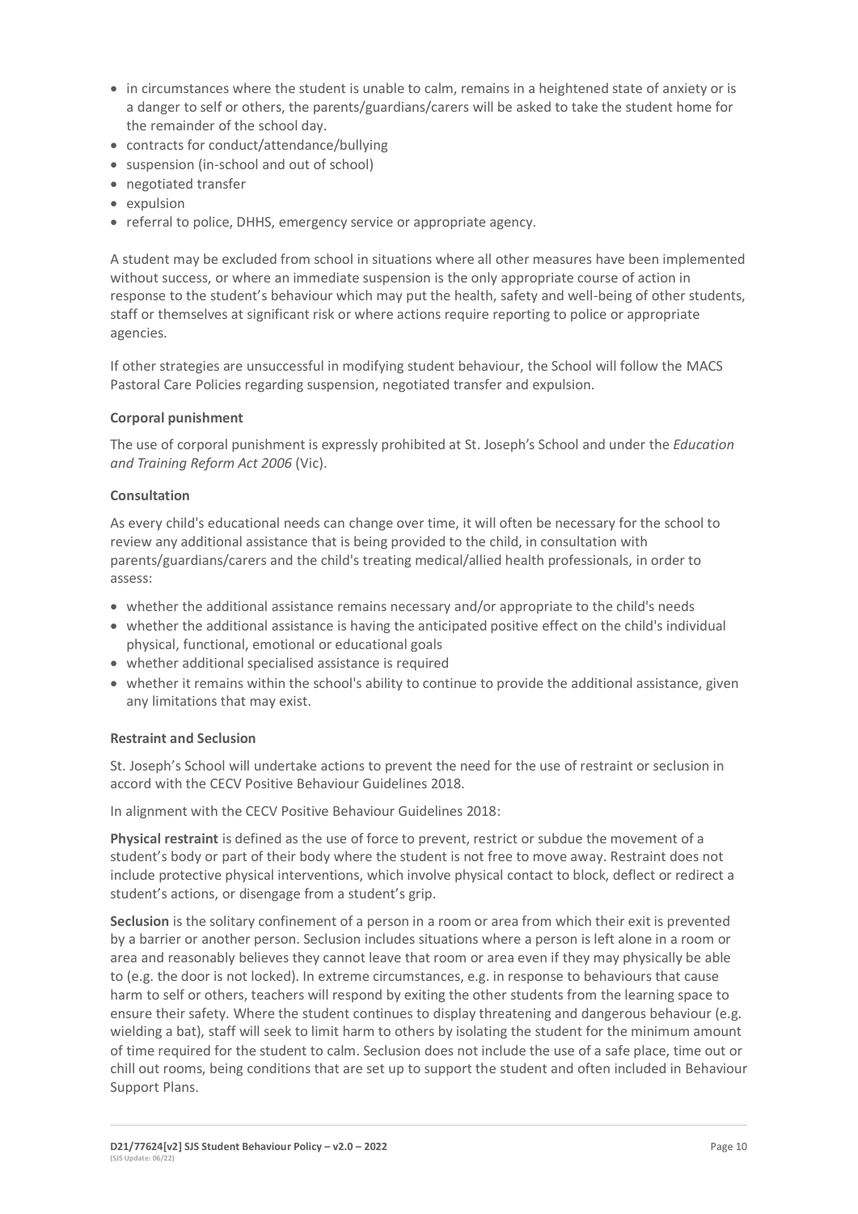- in circumstances where the student is unable to calm, remains in a heightened state of anxiety or is a danger to self or others, the parents/guardians/carers will be asked to take the student home for the remainder of the school day.
- contracts for conduct/attendance/bullying
- suspension (in-school and out of school)
- negotiated transfer
- expulsion
- referral to police, DHHS, emergency service or appropriate agency.

A student may be excluded from school in situations where all other measures have been implemented without success, or where an immediate suspension is the only appropriate course of action in response to the student's behaviour which may put the health, safety and well-being of other students, staff or themselves at significant risk or where actions require reporting to police or appropriate agencies.

If other strategies are unsuccessful in modifying student behaviour, the School will follow the MACS Pastoral Care Policies regarding suspension, negotiated transfer and expulsion.

**Corporal punishment**

The use of corporal punishment is expressly prohibited at St. Joseph's School and under the *Education and Training Reform Act 2006* (Vic).

**Consultation**

As every child's educational needs can change over time, it will often be necessary for the school to review any additional assistance that is being provided to the child, in consultation with parents/guardians/carers and the child's treating medical/allied health professionals, in order to assess:

- whether the additional assistance remains necessary and/or appropriate to the child's needs
- whether the additional assistance is having the anticipated positive effect on the child's individual physical, functional, emotional or educational goals
- whether additional specialised assistance is required
- whether it remains within the school's ability to continue to provide the additional assistance, given any limitations that may exist.

**Restraint and Seclusion**

St. Joseph's School will undertake actions to prevent the need for the use of restraint or seclusion in accord with the CECV Positive Behaviour Guidelines 2018.

In alignment with the CECV Positive Behaviour Guidelines 2018:

**Physical restraint** is defined as the use of force to prevent, restrict or subdue the movement of a student's body or part of their body where the student is not free to move away. Restraint does not include protective physical interventions, which involve physical contact to block, deflect or redirect a student's actions, or disengage from a student's grip.

**Seclusion** is the solitary confinement of a person in a room or area from which their exit is prevented by a barrier or another person. Seclusion includes situations where a person is left alone in a room or area and reasonably believes they cannot leave that room or area even if they may physically be able to (e.g. the door is not locked). In extreme circumstances, e.g. in response to behaviours that cause harm to self or others, teachers will respond by exiting the other students from the learning space to ensure their safety. Where the student continues to display threatening and dangerous behaviour (e.g. wielding a bat), staff will seek to limit harm to others by isolating the student for the minimum amount of time required for the student to calm. Seclusion does not include the use of a safe place, time out or chill out rooms, being conditions that are set up to support the student and often included in Behaviour Support Plans.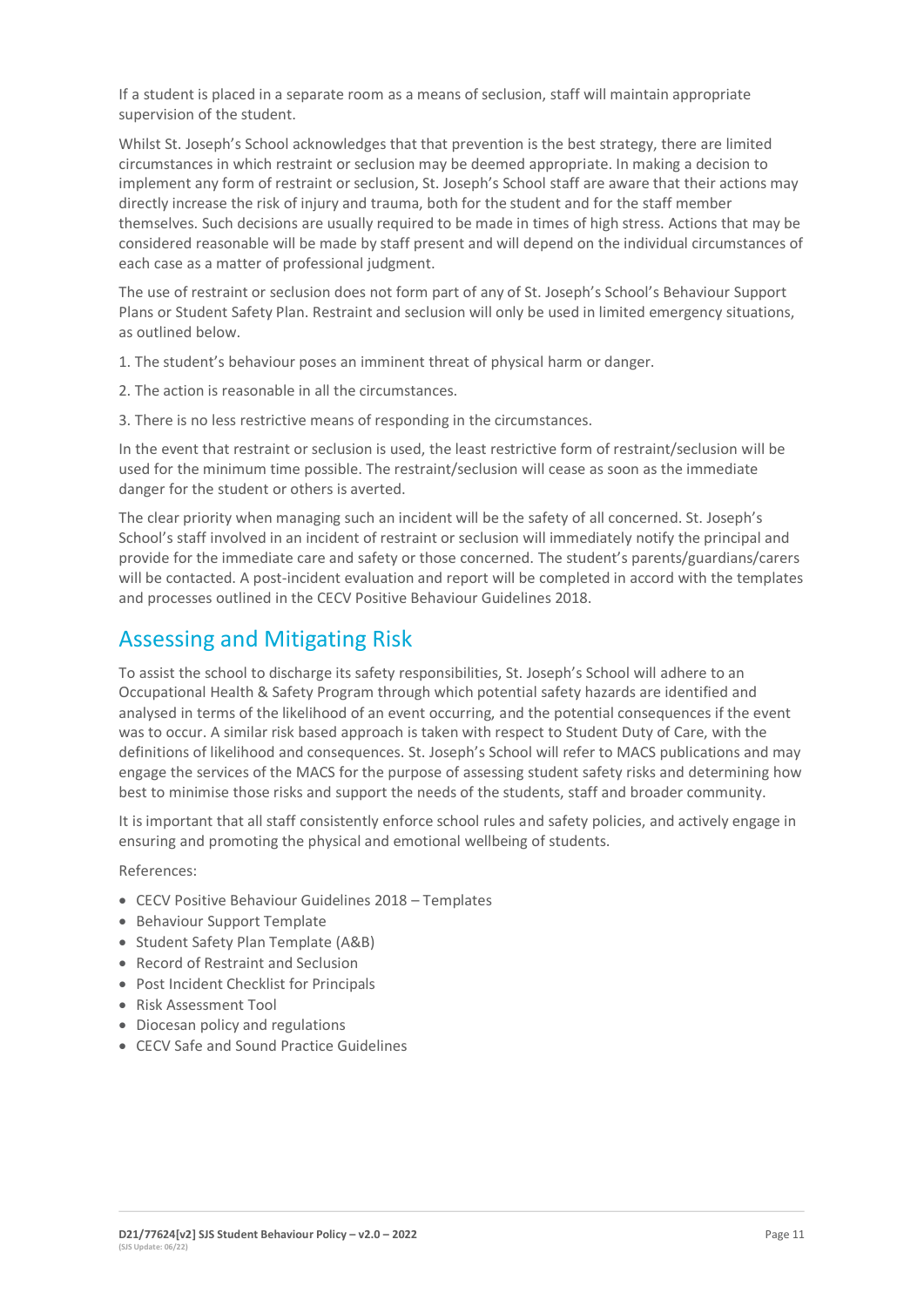If a student is placed in a separate room as a means of seclusion, staff will maintain appropriate supervision of the student.

Whilst St. Joseph's School acknowledges that that prevention is the best strategy, there are limited circumstances in which restraint or seclusion may be deemed appropriate. In making a decision to implement any form of restraint or seclusion, St. Joseph's School staff are aware that their actions may directly increase the risk of injury and trauma, both for the student and for the staff member themselves. Such decisions are usually required to be made in times of high stress. Actions that may be considered reasonable will be made by staff present and will depend on the individual circumstances of each case as a matter of professional judgment.

The use of restraint or seclusion does not form part of any of St. Joseph's School's Behaviour Support Plans or Student Safety Plan. Restraint and seclusion will only be used in limited emergency situations, as outlined below.

1. The student's behaviour poses an imminent threat of physical harm or danger.
2. The action is reasonable in all the circumstances.
3. There is no less restrictive means of responding in the circumstances.

In the event that restraint or seclusion is used, the least restrictive form of restraint/seclusion will be used for the minimum time possible. The restraint/seclusion will cease as soon as the immediate danger for the student or others is averted.

The clear priority when managing such an incident will be the safety of all concerned. St. Joseph's School's staff involved in an incident of restraint or seclusion will immediately notify the principal and provide for the immediate care and safety or those concerned. The student's parents/guardians/carers will be contacted. A post-incident evaluation and report will be completed in accord with the templates and processes outlined in the CECV Positive Behaviour Guidelines 2018.

## Assessing and Mitigating Risk

To assist the school to discharge its safety responsibilities, St. Joseph's School will adhere to an Occupational Health & Safety Program through which potential safety hazards are identified and analysed in terms of the likelihood of an event occurring, and the potential consequences if the event was to occur. A similar risk based approach is taken with respect to Student Duty of Care, with the definitions of likelihood and consequences. St. Joseph's School will refer to MACS publications and may engage the services of the MACS for the purpose of assessing student safety risks and determining how best to minimise those risks and support the needs of the students, staff and broader community.

It is important that all staff consistently enforce school rules and safety policies, and actively engage in ensuring and promoting the physical and emotional wellbeing of students.

References:

- CECV Positive Behaviour Guidelines 2018 – Templates
- Behaviour Support Template
- Student Safety Plan Template (A&B)
- Record of Restraint and Seclusion
- Post Incident Checklist for Principals
- Risk Assessment Tool
- Diocesan policy and regulations
- CECV Safe and Sound Practice Guidelines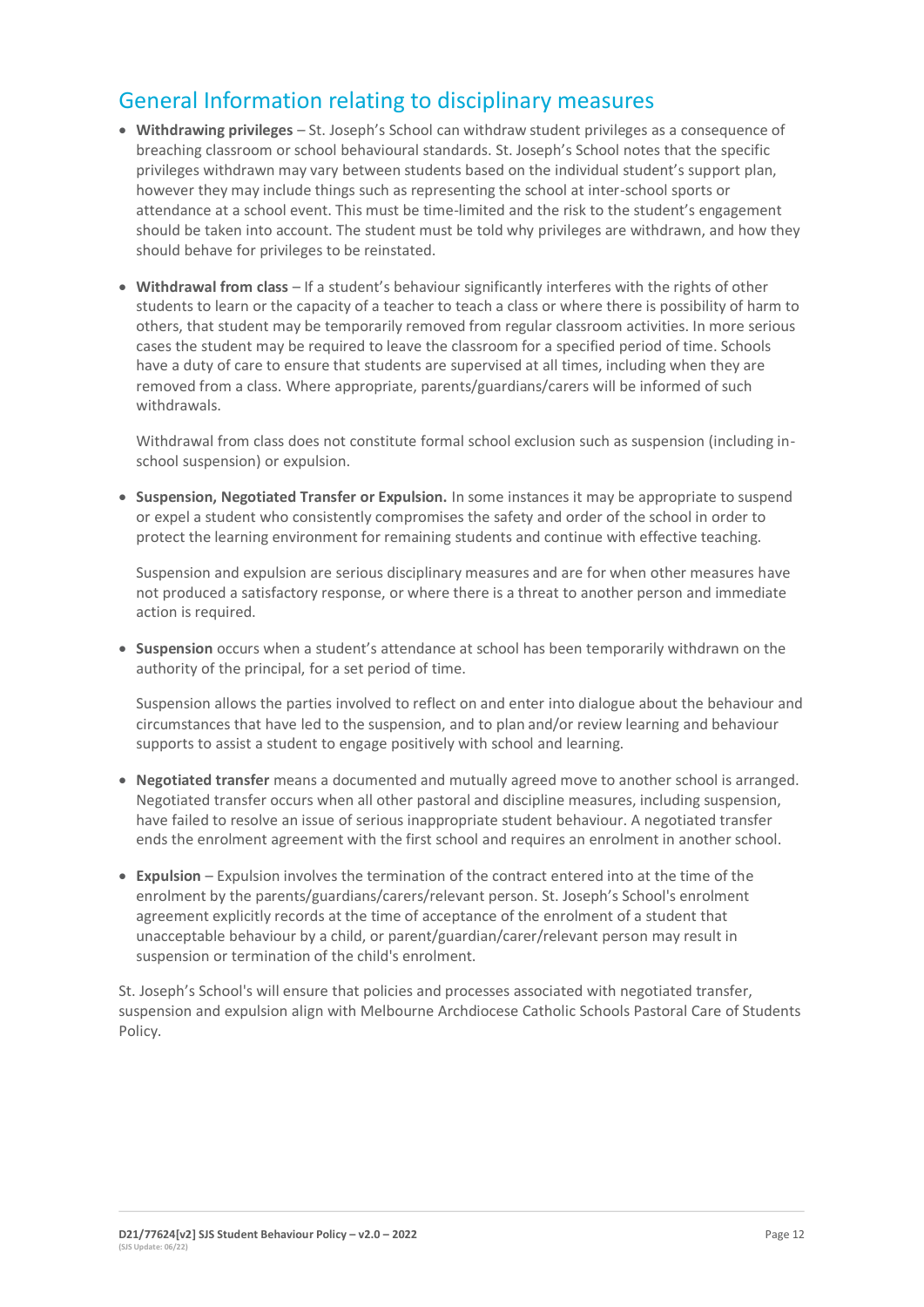## General Information relating to disciplinary measures

- **Withdrawing privileges** – St. Joseph's School can withdraw student privileges as a consequence of breaching classroom or school behavioural standards. St. Joseph's School notes that the specific privileges withdrawn may vary between students based on the individual student's support plan, however they may include things such as representing the school at inter-school sports or attendance at a school event. This must be time-limited and the risk to the student's engagement should be taken into account. The student must be told why privileges are withdrawn, and how they should behave for privileges to be reinstated.

- **Withdrawal from class** – If a student's behaviour significantly interferes with the rights of other students to learn or the capacity of a teacher to teach a class or where there is possibility of harm to others, that student may be temporarily removed from regular classroom activities. In more serious cases the student may be required to leave the classroom for a specified period of time. Schools have a duty of care to ensure that students are supervised at all times, including when they are removed from a class. Where appropriate, parents/guardians/carers will be informed of such withdrawals.

  Withdrawal from class does not constitute formal school exclusion such as suspension (including in-school suspension) or expulsion.

- **Suspension, Negotiated Transfer or Expulsion.** In some instances it may be appropriate to suspend or expel a student who consistently compromises the safety and order of the school in order to protect the learning environment for remaining students and continue with effective teaching.

  Suspension and expulsion are serious disciplinary measures and are for when other measures have not produced a satisfactory response, or where there is a threat to another person and immediate action is required.

- **Suspension** occurs when a student's attendance at school has been temporarily withdrawn on the authority of the principal, for a set period of time.

  Suspension allows the parties involved to reflect on and enter into dialogue about the behaviour and circumstances that have led to the suspension, and to plan and/or review learning and behaviour supports to assist a student to engage positively with school and learning.

- **Negotiated transfer** means a documented and mutually agreed move to another school is arranged. Negotiated transfer occurs when all other pastoral and discipline measures, including suspension, have failed to resolve an issue of serious inappropriate student behaviour. A negotiated transfer ends the enrolment agreement with the first school and requires an enrolment in another school.

- **Expulsion** – Expulsion involves the termination of the contract entered into at the time of the enrolment by the parents/guardians/carers/relevant person. St. Joseph's School's enrolment agreement explicitly records at the time of acceptance of the enrolment of a student that unacceptable behaviour by a child, or parent/guardian/carer/relevant person may result in suspension or termination of the child's enrolment.

St. Joseph's School's will ensure that policies and processes associated with negotiated transfer, suspension and expulsion align with Melbourne Archdiocese Catholic Schools Pastoral Care of Students Policy.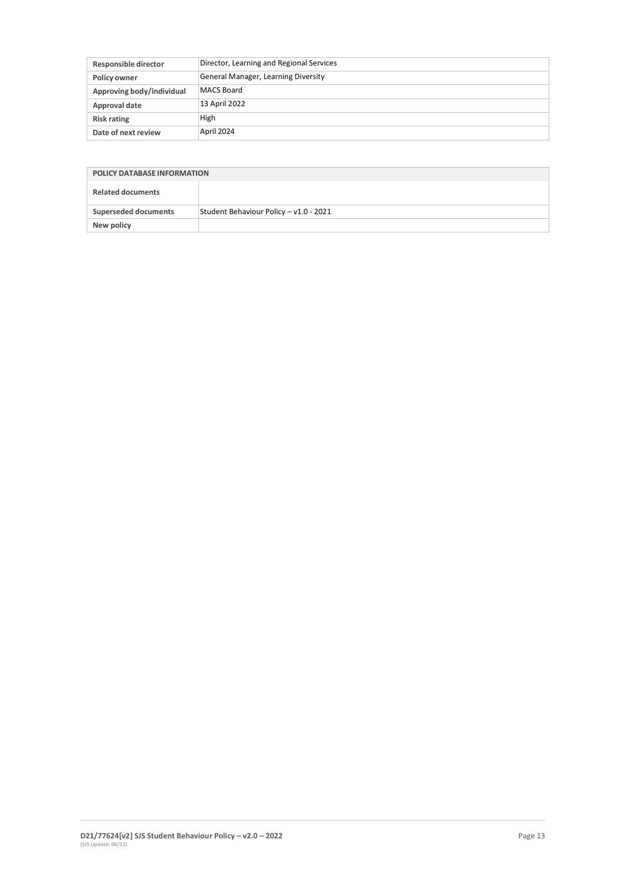| | |
|---|---|
| **Responsible director** | Director, Learning and Regional Services |
| **Policy owner** | General Manager, Learning Diversity |
| **Approving body/individual** | MACS Board |
| **Approval date** | 13 April 2022 |
| **Risk rating** | High |
| **Date of next review** | April 2024 |

| **POLICY DATABASE INFORMATION** | |
|---|---|
| **Related documents** | |
| **Superseded documents** | Student Behaviour Policy – v1.0 - 2021 |
| **New policy** | |